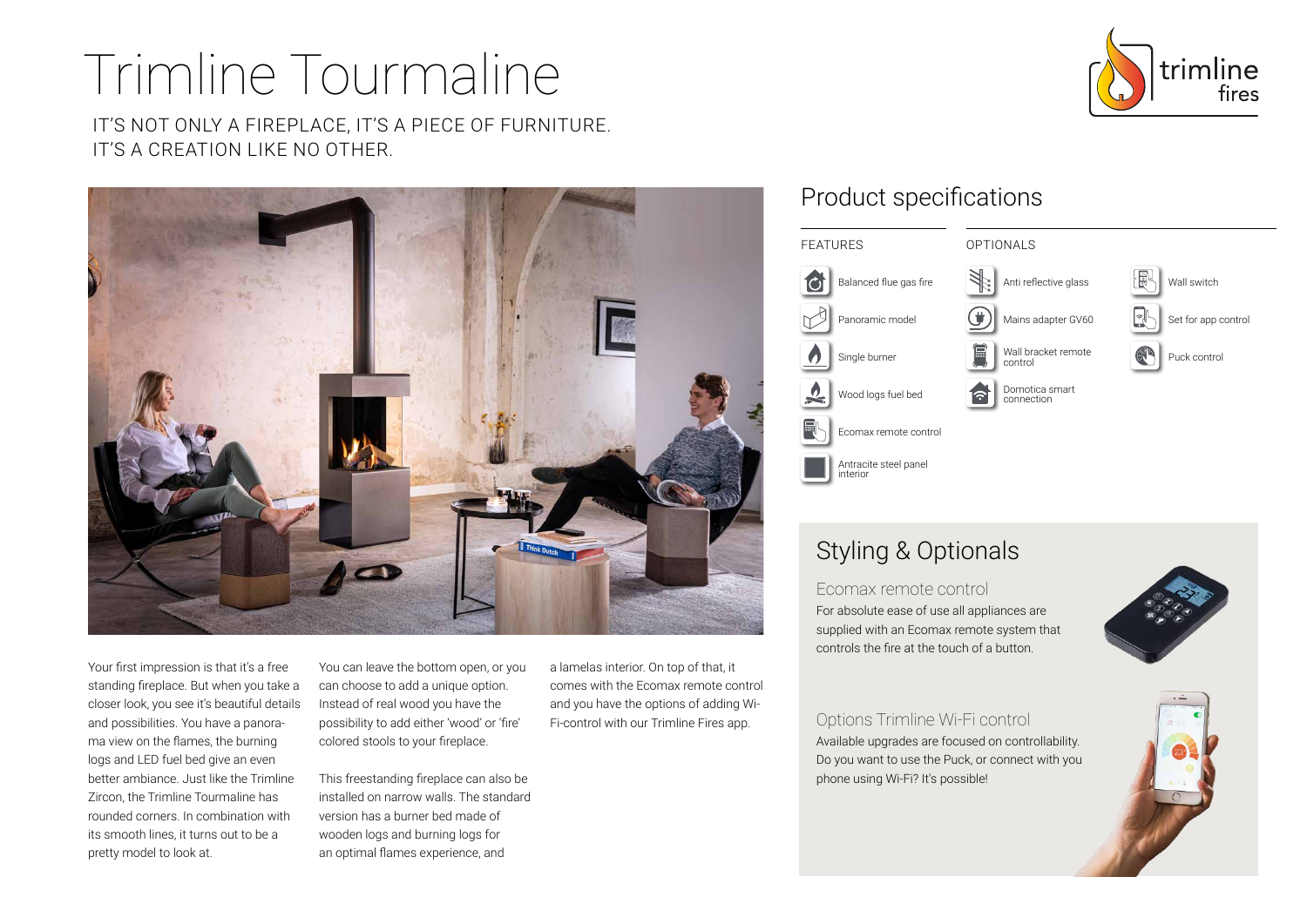# Trimline Tourmaline

IT'S NOT ONLY A FIREPLACE, IT'S A PIECE OF FURNITURE.
IT'S A CREATION LIKE NO OTHER.

Your first impression is that it's a free standing fireplace. But when you take a closer look, you see it's beautiful details and possibilities. You have a panorama view on the flames, the burning logs and LED fuel bed give an even better ambiance. Just like the Trimline Zircon, the Trimline Tourmaline has rounded corners. In combination with its smooth lines, it turns out to be a pretty model to look at.

You can leave the bottom open, or you can choose to add a unique option. Instead of real wood you have the possibility to add either 'wood' or 'fire' colored stools to your fireplace.

This freestanding fireplace can also be installed on narrow walls. The standard version has a burner bed made of wooden logs and burning logs for an optimal flames experience, and a lamelas interior. On top of that, it comes with the Ecomax remote control and you have the options of adding Wi-Fi-control with our Trimline Fires app.

## Product specifications

### FEATURES

- Balanced flue gas fire
- Panoramic model
- Single burner
- Wood logs fuel bed
- Ecomax remote control
- Antracite steel panel interior

### OPTIONALS

- Anti reflective glass
- Mains adapter GV60
- Wall bracket remote control
- Domotica smart connection
- Wall switch
- Set for app control
- Puck control

## Styling & Optionals

### Ecomax remote control

For absolute ease of use all appliances are supplied with an Ecomax remote system that controls the fire at the touch of a button.

### Options Trimline Wi-Fi control

Available upgrades are focused on controllability. Do you want to use the Puck, or connect with you phone using Wi-Fi? It's possible!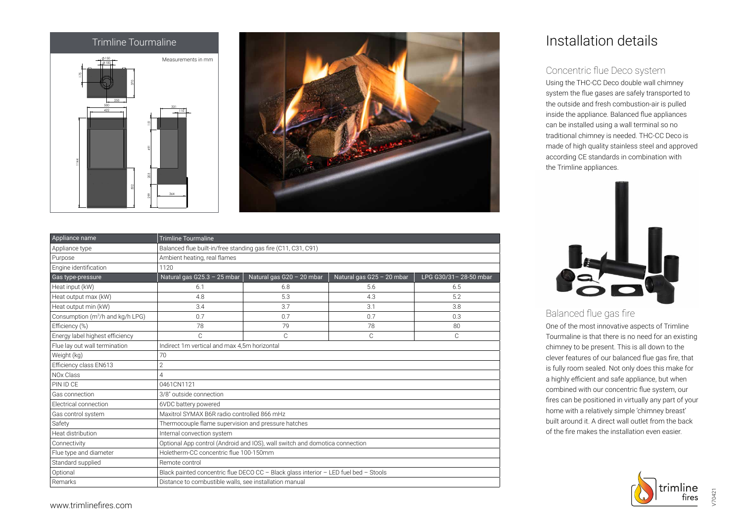## Trimline Tourmaline

Measurements in mm

Ø150
Ø100
175
370
250
500
422
331
110
151
491
1144
203
502
299
364

| Appliance name | Trimline Tourmaline | | | |
|---|---|---|---|---|
| Appliance type | Balanced flue built-in/free standing gas fire (C11, C31, C91) | | | |
| Purpose | Ambient heating, real flames | | | |
| Engine identification | 1120 | | | |
| Gas type-pressure | Natural gas G25.3 – 25 mbar | Natural gas G20 – 20 mbar | Natural gas G25 – 20 mbar | LPG G30/31– 28-50 mbar |
| Heat input (kW) | 6.1 | 6.8 | 5.6 | 6.5 |
| Heat output max (kW) | 4.8 | 5.3 | 4.3 | 5.2 |
| Heat output min (kW) | 3.4 | 3.7 | 3.1 | 3.8 |
| Consumption ($m^3$/h and kg/h LPG) | 0.7 | 0.7 | 0.7 | 0.3 |
| Efficiency (%) | 78 | 79 | 78 | 80 |
| Energy label highest efficiency | C | C | C | C |
| Flue lay out wall termination | Indirect 1m vertical and max 4,5m horizontal | | | |
| Weight (kg) | 70 | | | |
| Efficiency class EN613 | 2 | | | |
| NOx Class | 4 | | | |
| PIN ID CE | 0461CN1121 | | | |
| Gas connection | 3/8" outside connection | | | |
| Electrical connection | 6VDC battery powered | | | |
| Gas control system | Maxitrol SYMAX B6R radio controlled 866 mHz | | | |
| Safety | Thermocouple flame supervision and pressure hatches | | | |
| Heat distribution | Internal convection system | | | |
| Connectivity | Optional App control (Android and IOS), wall switch and domotica connection | | | |
| Flue type and diameter | Holetherm-CC concentric flue 100-150mm | | | |
| Standard supplied | Remote control | | | |
| Optional | Black painted concentric flue DECO CC – Black glass interior – LED fuel bed – Stools | | | |
| Remarks | Distance to combustible walls, see installation manual | | | |

www.trimlinefires.com

# Installation details

## Concentric flue Deco system

Using the THC-CC Deco double wall chimney system the flue gases are safely transported to the outside and fresh combustion-air is pulled inside the appliance. Balanced flue appliances can be installed using a wall terminal so no traditional chimney is needed. THC-CC Deco is made of high quality stainless steel and approved according CE standards in combination with the Trimline appliances.

## Balanced flue gas fire

One of the most innovative aspects of Trimline Tourmaline is that there is no need for an existing chimney to be present. This is all down to the clever features of our balanced flue gas fire, that is fully room sealed. Not only does this make for a highly efficient and safe appliance, but when combined with our concentric flue system, our fires can be positioned in virtually any part of your home with a relatively simple 'chimney breast' built around it. A direct wall outlet from the back of the fire makes the installation even easier.

trimline fires

V70421